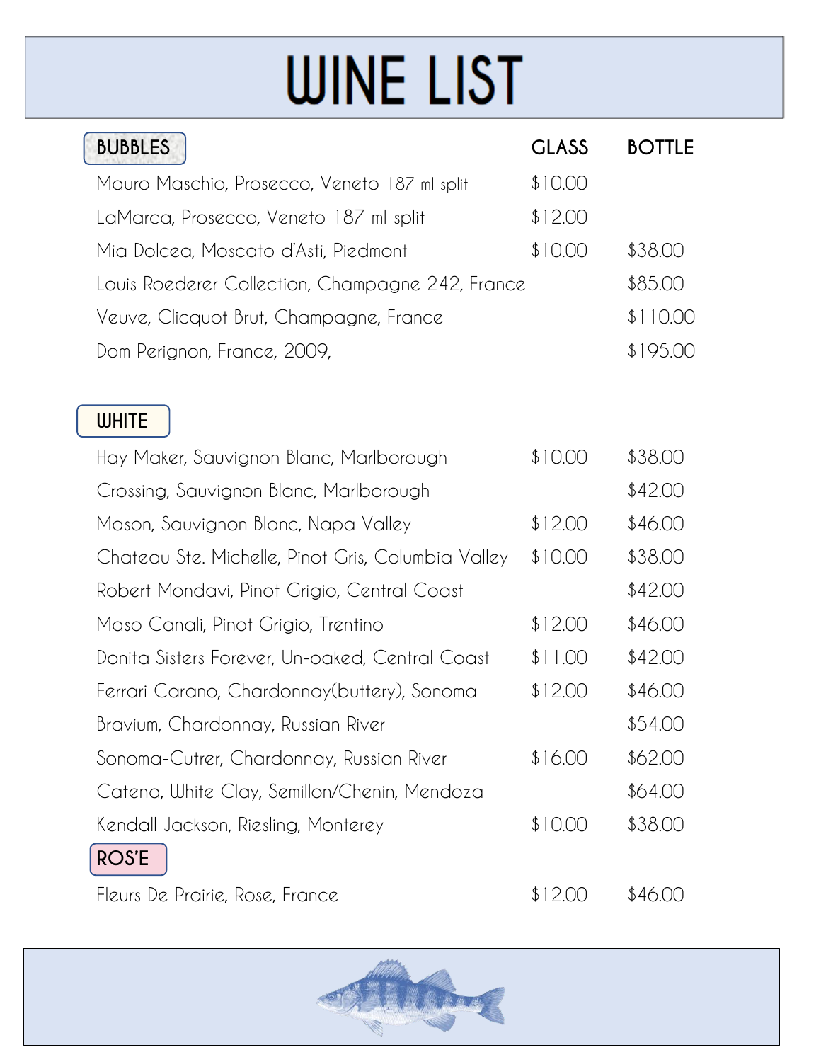# WINE LIST

| BUBBLES | GLASS | BOTTLE |
|---|---|---|
| Mauro Maschio, Prosecco, Veneto 187 ml split | $10.00 | |
| LaMarca, Prosecco, Veneto 187 ml split | $12.00 | |
| Mia Dolcea, Moscato d'Asti, Piedmont | $10.00 | $38.00 |
| Louis Roederer Collection, Champagne 242, France | | $85.00 |
| Veuve, Clicquot Brut, Champagne, France | | $110.00 |
| Dom Perignon, France, 2009, | | $195.00 |

| WHITE | GLASS | BOTTLE |
|---|---|---|
| Hay Maker, Sauvignon Blanc, Marlborough | $10.00 | $38.00 |
| Crossing, Sauvignon Blanc, Marlborough | | $42.00 |
| Mason, Sauvignon Blanc, Napa Valley | $12.00 | $46.00 |
| Chateau Ste. Michelle, Pinot Gris, Columbia Valley | $10.00 | $38.00 |
| Robert Mondavi, Pinot Grigio, Central Coast | | $42.00 |
| Maso Canali, Pinot Grigio, Trentino | $12.00 | $46.00 |
| Donita Sisters Forever, Un-oaked, Central Coast | $11.00 | $42.00 |
| Ferrari Carano, Chardonnay(buttery), Sonoma | $12.00 | $46.00 |
| Bravium, Chardonnay, Russian River | | $54.00 |
| Sonoma-Cutrer, Chardonnay, Russian River | $16.00 | $62.00 |
| Catena, White Clay, Semillon/Chenin, Mendoza | | $64.00 |
| Kendall Jackson, Riesling, Monterey | $10.00 | $38.00 |

| ROS'E | GLASS | BOTTLE |
|---|---|---|
| Fleurs De Prairie, Rose, France | $12.00 | $46.00 |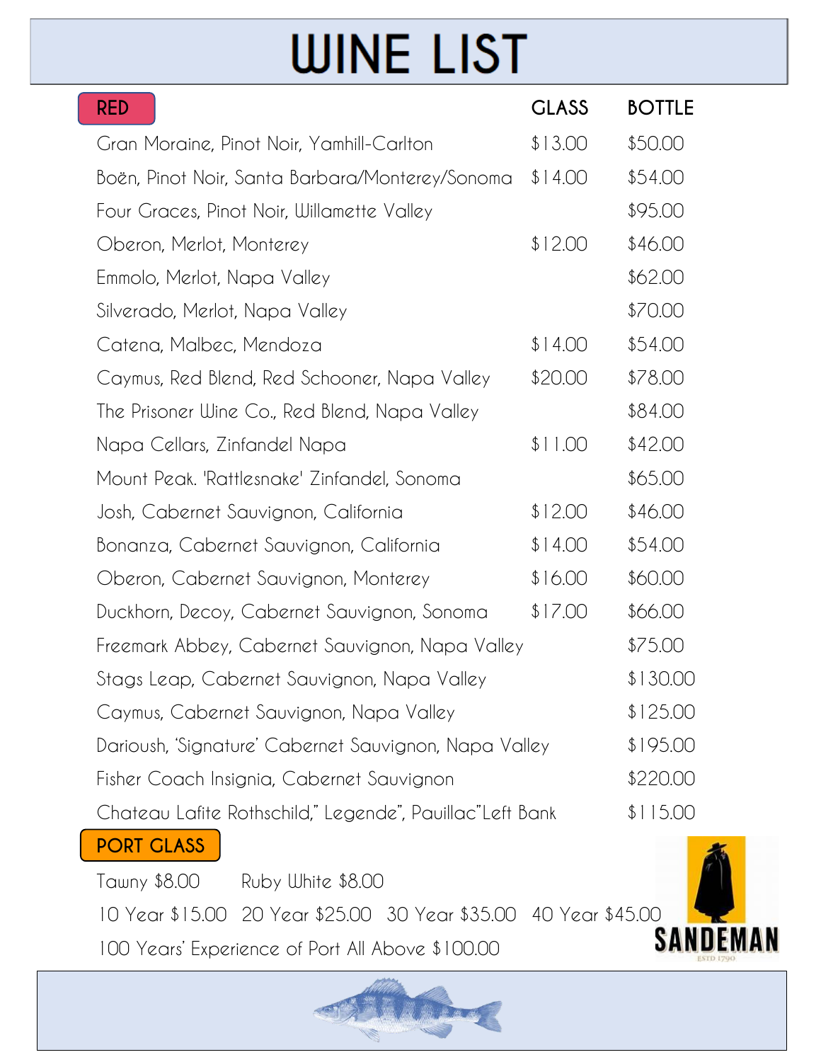# WINE LIST

| RED | GLASS | BOTTLE |
| --- | --- | --- |
| Gran Moraine, Pinot Noir, Yamhill-Carlton | $13.00 | $50.00 |
| Boën, Pinot Noir, Santa Barbara/Monterey/Sonoma | $14.00 | $54.00 |
| Four Graces, Pinot Noir, Willamette Valley | | $95.00 |
| Oberon, Merlot, Monterey | $12.00 | $46.00 |
| Emmolo, Merlot, Napa Valley | | $62.00 |
| Silverado, Merlot, Napa Valley | | $70.00 |
| Catena, Malbec, Mendoza | $14.00 | $54.00 |
| Caymus, Red Blend, Red Schooner, Napa Valley | $20.00 | $78.00 |
| The Prisoner Wine Co., Red Blend, Napa Valley | | $84.00 |
| Napa Cellars, Zinfandel Napa | $11.00 | $42.00 |
| Mount Peak. 'Rattlesnake' Zinfandel, Sonoma | | $65.00 |
| Josh, Cabernet Sauvignon, California | $12.00 | $46.00 |
| Bonanza, Cabernet Sauvignon, California | $14.00 | $54.00 |
| Oberon, Cabernet Sauvignon, Monterey | $16.00 | $60.00 |
| Duckhorn, Decoy, Cabernet Sauvignon, Sonoma | $17.00 | $66.00 |
| Freemark Abbey, Cabernet Sauvignon, Napa Valley | | $75.00 |
| Stags Leap, Cabernet Sauvignon, Napa Valley | | $130.00 |
| Caymus, Cabernet Sauvignon, Napa Valley | | $125.00 |
| Darioush, 'Signature' Cabernet Sauvignon, Napa Valley | | $195.00 |
| Fisher Coach Insignia, Cabernet Sauvignon | | $220.00 |
| Chateau Lafite Rothschild," Legende", Pauillac"Left Bank | | $115.00 |

## PORT GLASS

Tawny $8.00 Ruby White $8.00

10 Year $15.00 20 Year $25.00 30 Year $35.00 40 Year $45.00

100 Years' Experience of Port All Above $100.00

SANDEMAN
ESTD 1790